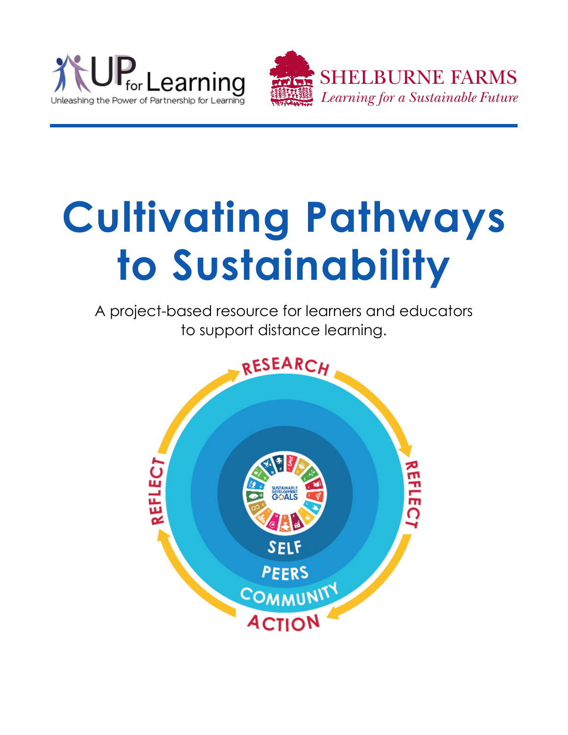UP for Learning
Unleashing the Power of Partnership for Learning

SHELBURNE FARMS
*Learning for a Sustainable Future*

# Cultivating Pathways to Sustainability

A project-based resource for learners and educators to support distance learning.

RESEARCH
REFLECT
ACTION
REFLECT

SELF
PEERS
COMMUNITY

SUSTAINABLE DEVELOPMENT GOALS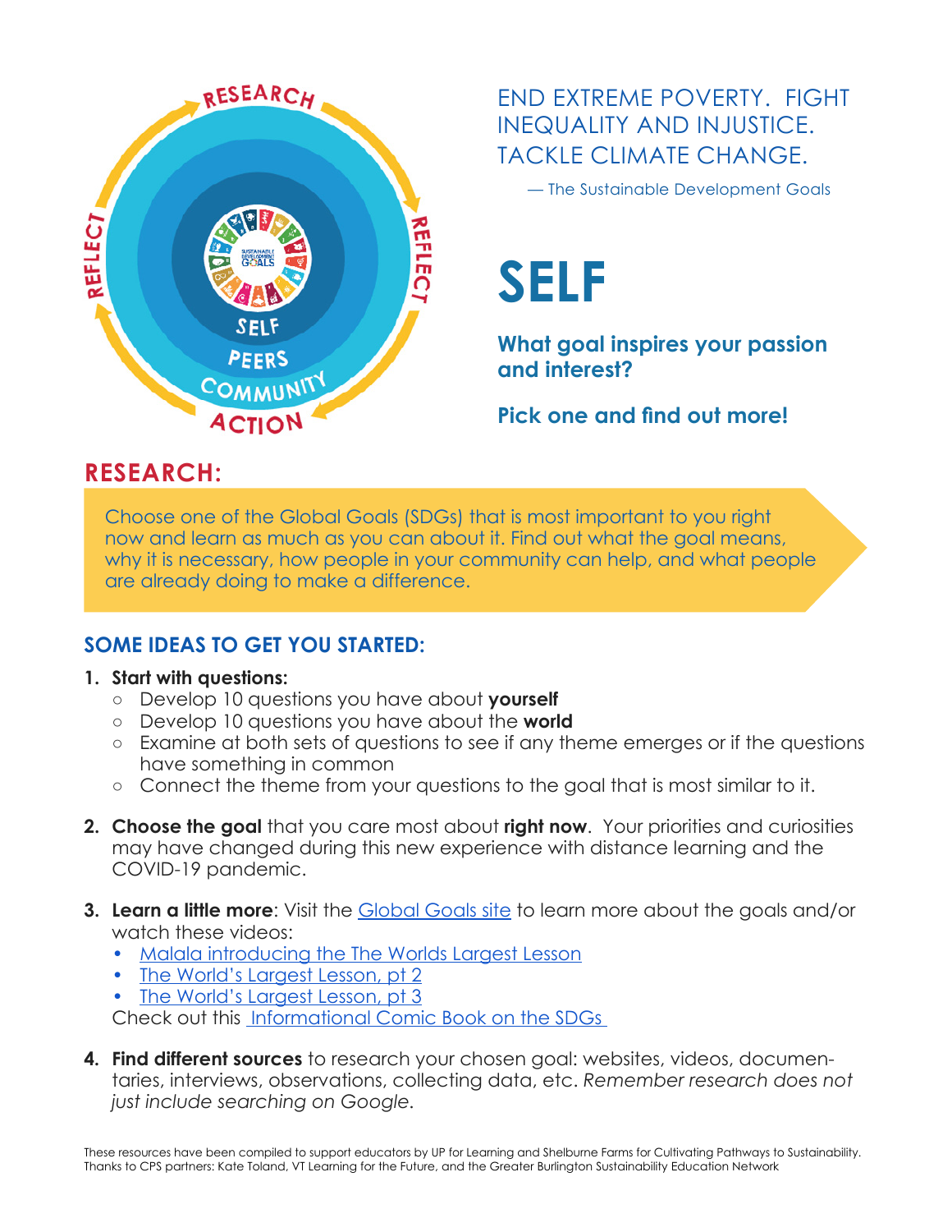END EXTREME POVERTY. FIGHT INEQUALITY AND INJUSTICE. TACKLE CLIMATE CHANGE.

— The Sustainable Development Goals

# SELF

**What goal inspires your passion and interest?**

**Pick one and find out more!**

## RESEARCH:

Choose one of the Global Goals (SDGs) that is most important to you right now and learn as much as you can about it. Find out what the goal means, why it is necessary, how people in your community can help, and what people are already doing to make a difference.

### SOME IDEAS TO GET YOU STARTED:

1. **Start with questions:**
   - Develop 10 questions you have about **yourself**
   - Develop 10 questions you have about the **world**
   - Examine at both sets of questions to see if any theme emerges or if the questions have something in common
   - Connect the theme from your questions to the goal that is most similar to it.

2. **Choose the goal** that you care most about **right now**. Your priorities and curiosities may have changed during this new experience with distance learning and the COVID-19 pandemic.

3. **Learn a little more**: Visit the Global Goals site to learn more about the goals and/or watch these videos:
   - Malala introducing the The Worlds Largest Lesson
   - The World's Largest Lesson, pt 2
   - The World's Largest Lesson, pt 3

   Check out this Informational Comic Book on the SDGs

4. **Find different sources** to research your chosen goal: websites, videos, documentaries, interviews, observations, collecting data, etc. *Remember research does not just include searching on Google.*

These resources have been compiled to support educators by UP for Learning and Shelburne Farms for Cultivating Pathways to Sustainability. Thanks to CPS partners: Kate Toland, VT Learning for the Future, and the Greater Burlington Sustainability Education Network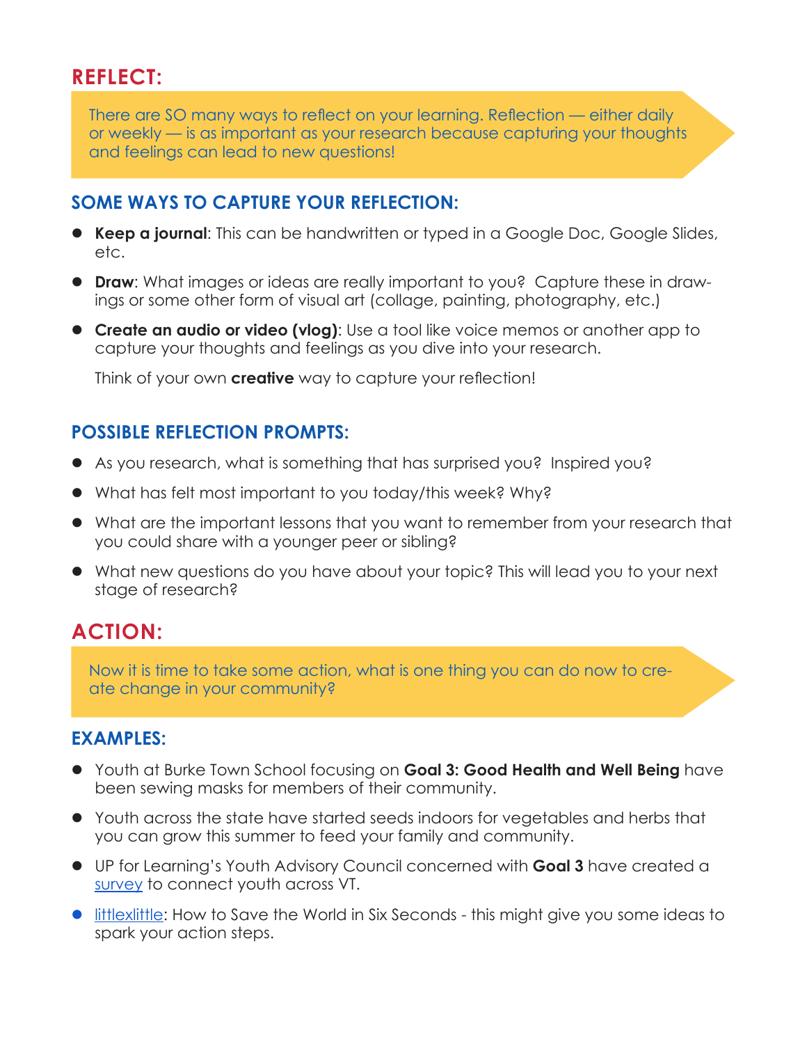## REFLECT:

There are SO many ways to reflect on your learning. Reflection — either daily or weekly — is as important as your research because capturing your thoughts and feelings can lead to new questions!

### SOME WAYS TO CAPTURE YOUR REFLECTION:

- **Keep a journal**: This can be handwritten or typed in a Google Doc, Google Slides, etc.
- **Draw**: What images or ideas are really important to you? Capture these in drawings or some other form of visual art (collage, painting, photography, etc.)
- **Create an audio or video (vlog)**: Use a tool like voice memos or another app to capture your thoughts and feelings as you dive into your research.

  Think of your own **creative** way to capture your reflection!

### POSSIBLE REFLECTION PROMPTS:

- As you research, what is something that has surprised you? Inspired you?
- What has felt most important to you today/this week? Why?
- What are the important lessons that you want to remember from your research that you could share with a younger peer or sibling?
- What new questions do you have about your topic? This will lead you to your next stage of research?

## ACTION:

Now it is time to take some action, what is one thing you can do now to create change in your community?

### EXAMPLES:

- Youth at Burke Town School focusing on **Goal 3: Good Health and Well Being** have been sewing masks for members of their community.
- Youth across the state have started seeds indoors for vegetables and herbs that you can grow this summer to feed your family and community.
- UP for Learning's Youth Advisory Council concerned with **Goal 3** have created a survey to connect youth across VT.
- littlexlittle: How to Save the World in Six Seconds - this might give you some ideas to spark your action steps.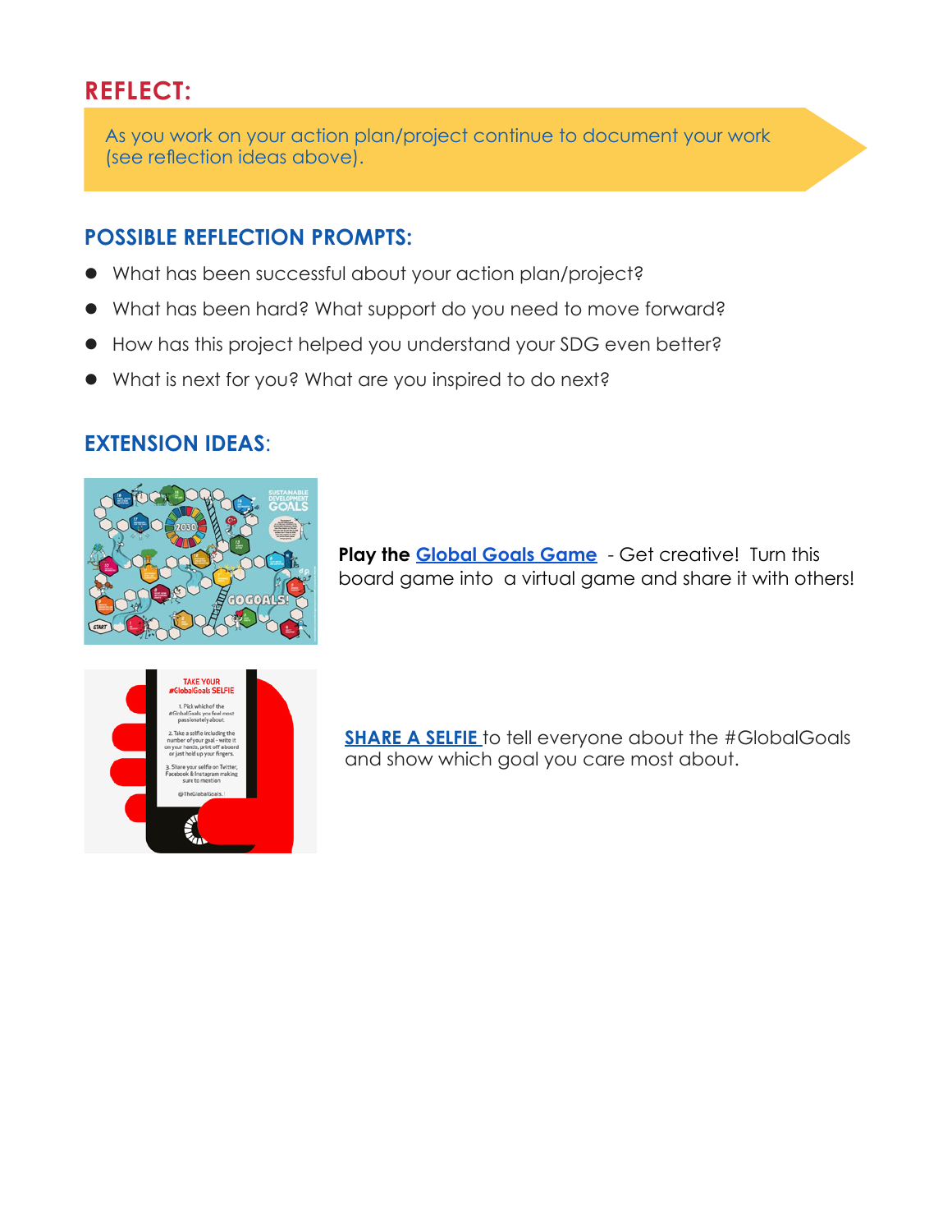## REFLECT:

As you work on your action plan/project continue to document your work (see reflection ideas above).

### POSSIBLE REFLECTION PROMPTS:

- What has been successful about your action plan/project?
- What has been hard? What support do you need to move forward?
- How has this project helped you understand your SDG even better?
- What is next for you? What are you inspired to do next?

### EXTENSION IDEAS:

**Play the Global Goals Game** - Get creative! Turn this board game into a virtual game and share it with others!

**SHARE A SELFIE** to tell everyone about the #GlobalGoals and show which goal you care most about.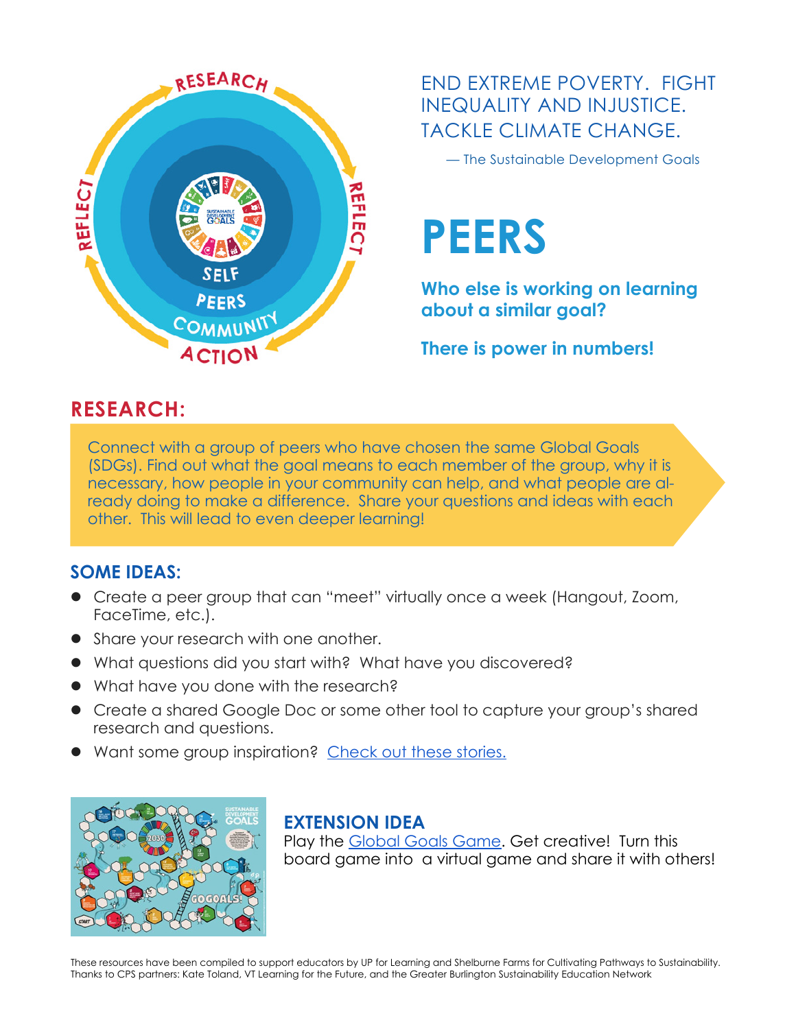END EXTREME POVERTY. FIGHT INEQUALITY AND INJUSTICE. TACKLE CLIMATE CHANGE.

— The Sustainable Development Goals

# PEERS

**Who else is working on learning about a similar goal?**

**There is power in numbers!**

## RESEARCH:

Connect with a group of peers who have chosen the same Global Goals (SDGs). Find out what the goal means to each member of the group, why it is necessary, how people in your community can help, and what people are already doing to make a difference. Share your questions and ideas with each other. This will lead to even deeper learning!

### SOME IDEAS:

- Create a peer group that can "meet" virtually once a week (Hangout, Zoom, FaceTime, etc.).
- Share your research with one another.
- What questions did you start with? What have you discovered?
- What have you done with the research?
- Create a shared Google Doc or some other tool to capture your group's shared research and questions.
- Want some group inspiration? Check out these stories.

### EXTENSION IDEA

Play the Global Goals Game. Get creative! Turn this board game into a virtual game and share it with others!

These resources have been compiled to support educators by UP for Learning and Shelburne Farms for Cultivating Pathways to Sustainability. Thanks to CPS partners: Kate Toland, VT Learning for the Future, and the Greater Burlington Sustainability Education Network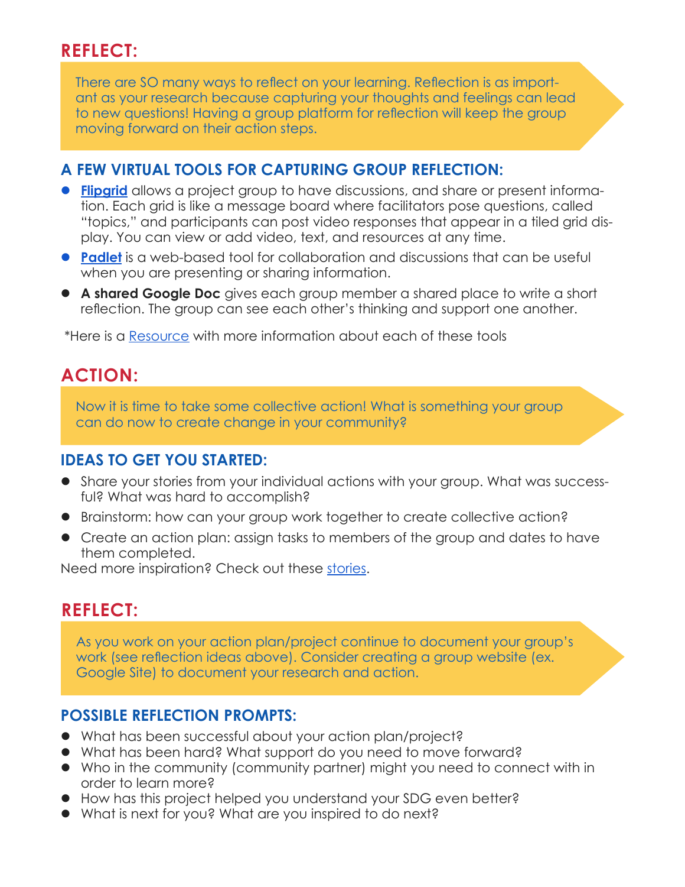## REFLECT:

There are SO many ways to reflect on your learning. Reflection is as important as your research because capturing your thoughts and feelings can lead to new questions! Having a group platform for reflection will keep the group moving forward on their action steps.

### A FEW VIRTUAL TOOLS FOR CAPTURING GROUP REFLECTION:

- **Flipgrid** allows a project group to have discussions, and share or present information. Each grid is like a message board where facilitators pose questions, called "topics," and participants can post video responses that appear in a tiled grid display. You can view or add video, text, and resources at any time.
- **Padlet** is a web-based tool for collaboration and discussions that can be useful when you are presenting or sharing information.
- **A shared Google Doc** gives each group member a shared place to write a short reflection. The group can see each other's thinking and support one another.

*Here is a Resource with more information about each of these tools

## ACTION:

Now it is time to take some collective action! What is something your group can do now to create change in your community?

### IDEAS TO GET YOU STARTED:

- Share your stories from your individual actions with your group. What was successful? What was hard to accomplish?
- Brainstorm: how can your group work together to create collective action?
- Create an action plan: assign tasks to members of the group and dates to have them completed.

Need more inspiration? Check out these stories.

## REFLECT:

As you work on your action plan/project continue to document your group's work (see reflection ideas above). Consider creating a group website (ex. Google Site) to document your research and action.

### POSSIBLE REFLECTION PROMPTS:

- What has been successful about your action plan/project?
- What has been hard? What support do you need to move forward?
- Who in the community (community partner) might you need to connect with in order to learn more?
- How has this project helped you understand your SDG even better?
- What is next for you? What are you inspired to do next?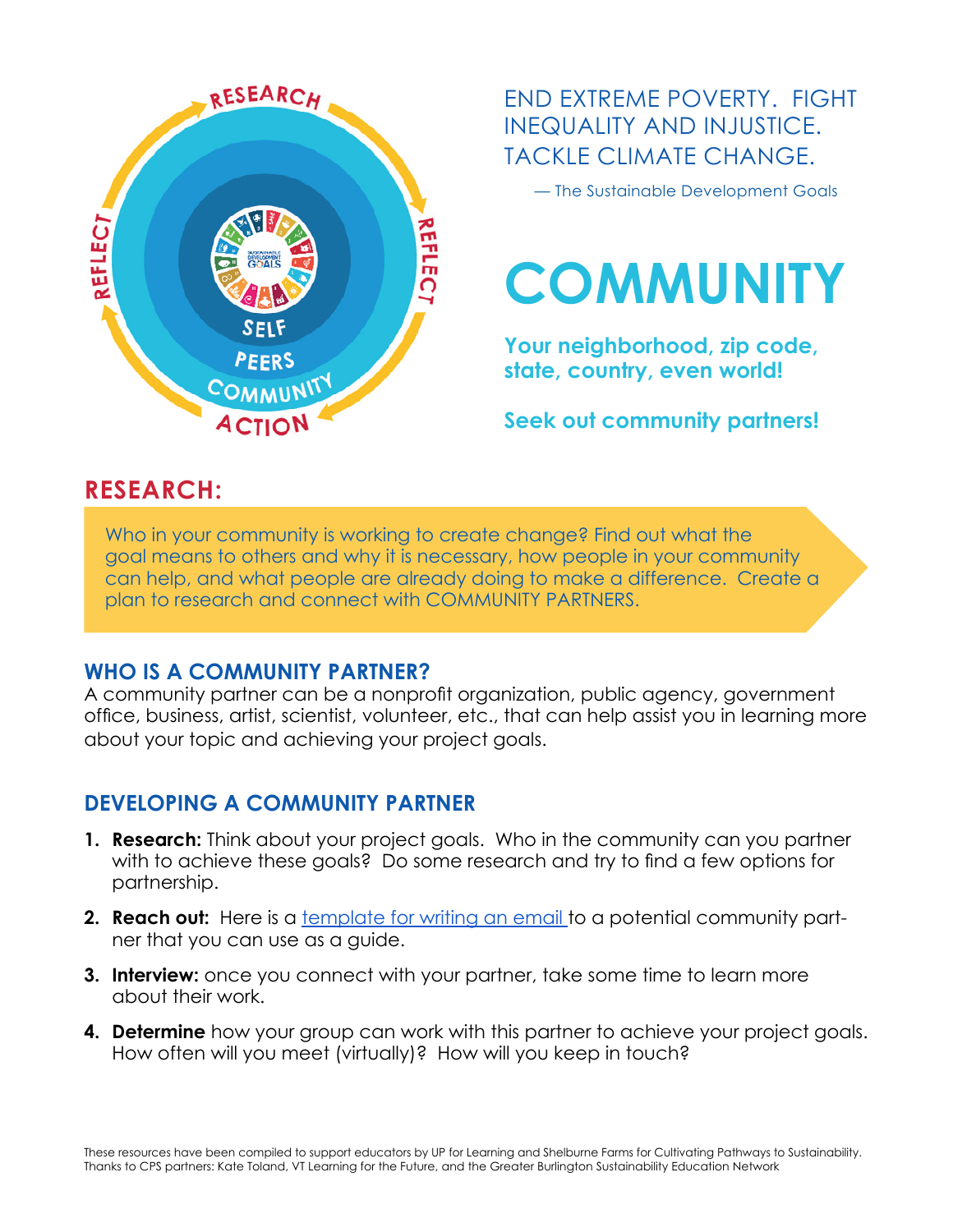END EXTREME POVERTY. FIGHT INEQUALITY AND INJUSTICE. TACKLE CLIMATE CHANGE.

— The Sustainable Development Goals

# COMMUNITY

**Your neighborhood, zip code, state, country, even world!**

**Seek out community partners!**

## RESEARCH:

Who in your community is working to create change? Find out what the goal means to others and why it is necessary, how people in your community can help, and what people are already doing to make a difference. Create a plan to research and connect with COMMUNITY PARTNERS.

### WHO IS A COMMUNITY PARTNER?

A community partner can be a nonprofit organization, public agency, government office, business, artist, scientist, volunteer, etc., that can help assist you in learning more about your topic and achieving your project goals.

### DEVELOPING A COMMUNITY PARTNER

1. **Research:** Think about your project goals. Who in the community can you partner with to achieve these goals? Do some research and try to find a few options for partnership.
2. **Reach out:** Here is a template for writing an email to a potential community partner that you can use as a guide.
3. **Interview:** once you connect with your partner, take some time to learn more about their work.
4. **Determine** how your group can work with this partner to achieve your project goals. How often will you meet (virtually)? How will you keep in touch?

These resources have been compiled to support educators by UP for Learning and Shelburne Farms for Cultivating Pathways to Sustainability. Thanks to CPS partners: Kate Toland, VT Learning for the Future, and the Greater Burlington Sustainability Education Network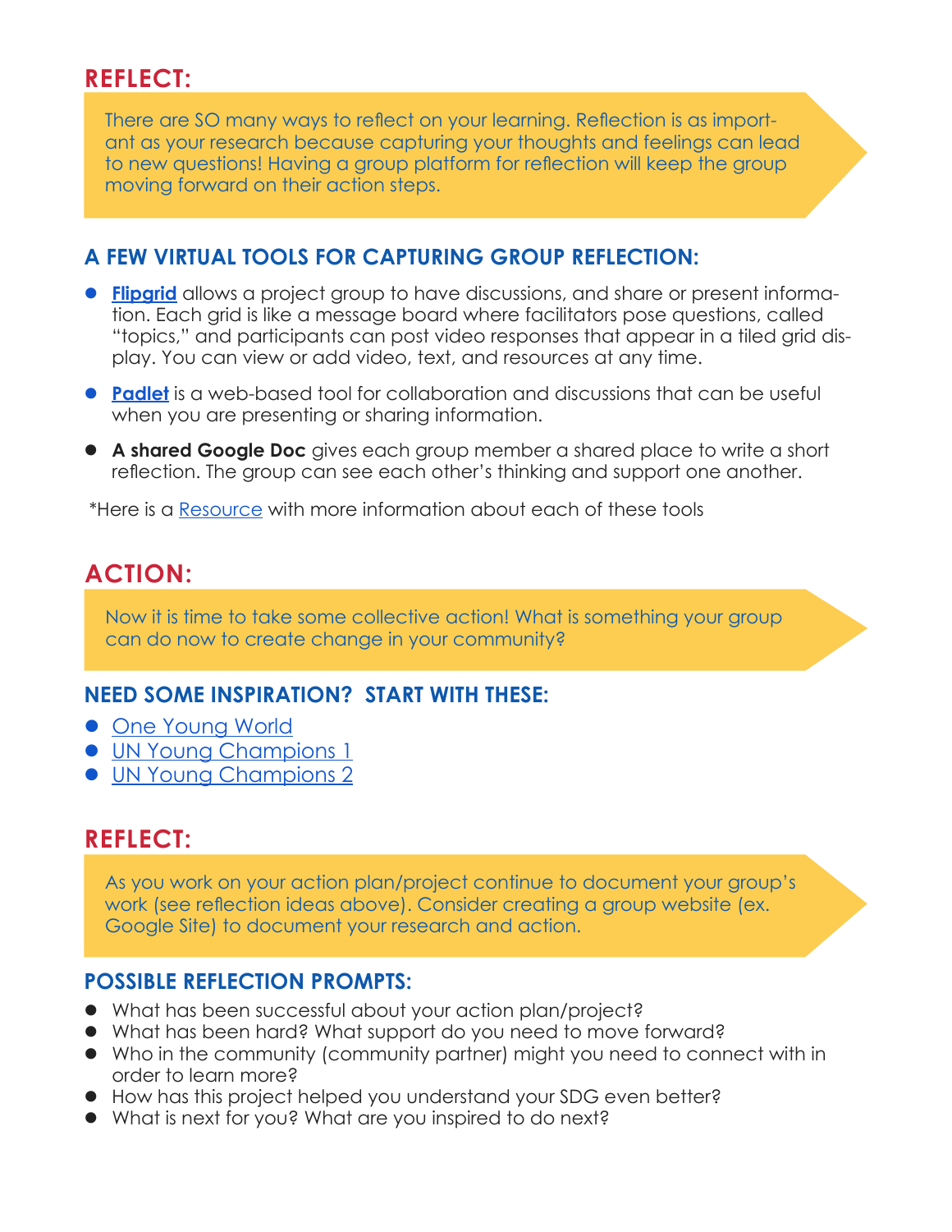## REFLECT:

There are SO many ways to reflect on your learning. Reflection is as important as your research because capturing your thoughts and feelings can lead to new questions! Having a group platform for reflection will keep the group moving forward on their action steps.

### A FEW VIRTUAL TOOLS FOR CAPTURING GROUP REFLECTION:

- **Flipgrid** allows a project group to have discussions, and share or present information. Each grid is like a message board where facilitators pose questions, called "topics," and participants can post video responses that appear in a tiled grid display. You can view or add video, text, and resources at any time.
- **Padlet** is a web-based tool for collaboration and discussions that can be useful when you are presenting or sharing information.
- **A shared Google Doc** gives each group member a shared place to write a short reflection. The group can see each other's thinking and support one another.

*Here is a Resource with more information about each of these tools

## ACTION:

Now it is time to take some collective action! What is something your group can do now to create change in your community?

### NEED SOME INSPIRATION? START WITH THESE:

- One Young World
- UN Young Champions 1
- UN Young Champions 2

## REFLECT:

As you work on your action plan/project continue to document your group's work (see reflection ideas above). Consider creating a group website (ex. Google Site) to document your research and action.

### POSSIBLE REFLECTION PROMPTS:

- What has been successful about your action plan/project?
- What has been hard? What support do you need to move forward?
- Who in the community (community partner) might you need to connect with in order to learn more?
- How has this project helped you understand your SDG even better?
- What is next for you? What are you inspired to do next?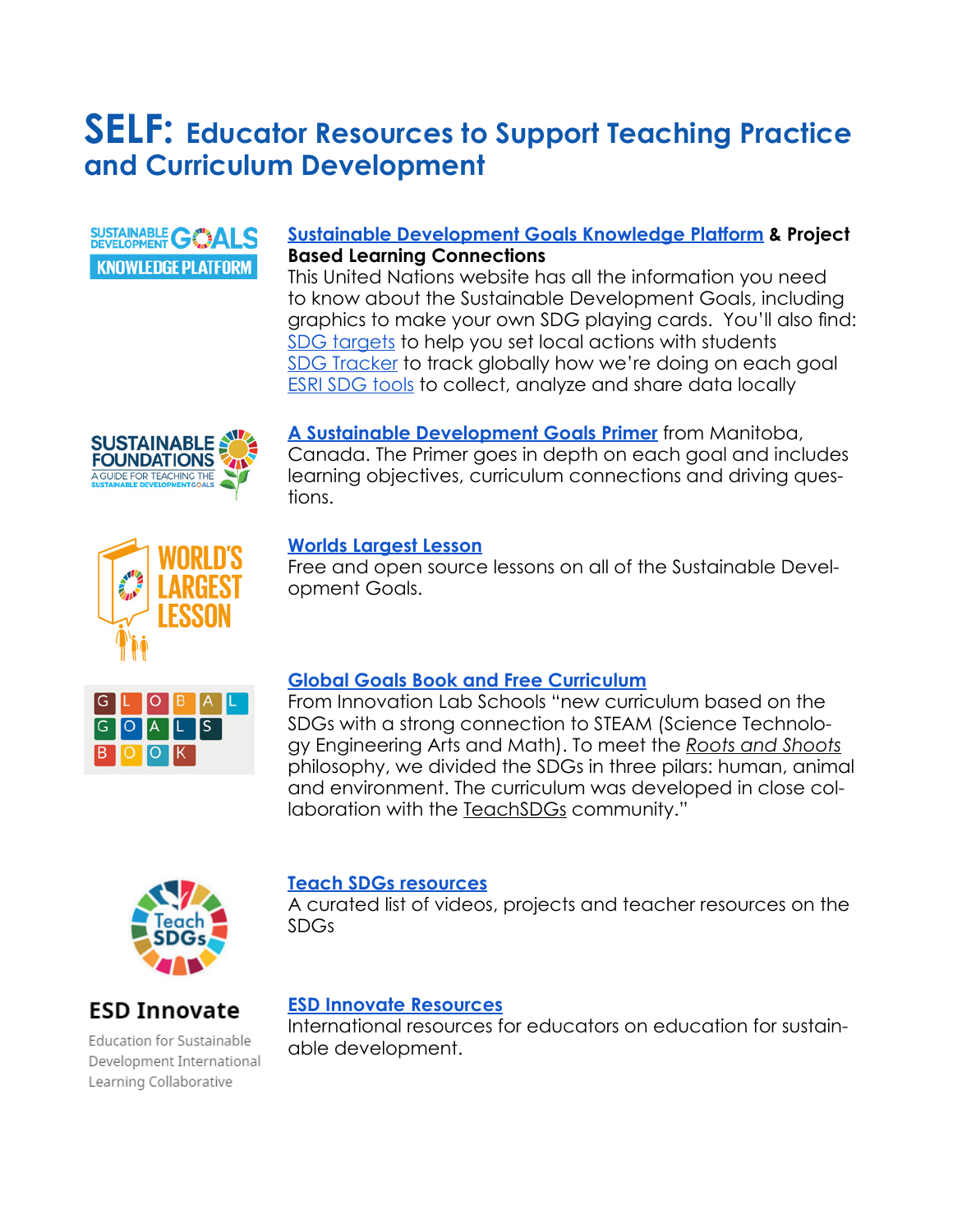# SELF: Educator Resources to Support Teaching Practice and Curriculum Development

**Sustainable Development Goals Knowledge Platform & Project Based Learning Connections**
This United Nations website has all the information you need to know about the Sustainable Development Goals, including graphics to make your own SDG playing cards. You'll also find:
SDG targets to help you set local actions with students
SDG Tracker to track globally how we're doing on each goal
ESRI SDG tools to collect, analyze and share data locally

**A Sustainable Development Goals Primer** from Manitoba, Canada. The Primer goes in depth on each goal and includes learning objectives, curriculum connections and driving questions.

**Worlds Largest Lesson**
Free and open source lessons on all of the Sustainable Development Goals.

**Global Goals Book and Free Curriculum**
From Innovation Lab Schools "new curriculum based on the SDGs with a strong connection to STEAM (Science Technology Engineering Arts and Math). To meet the *Roots and Shoots* philosophy, we divided the SDGs in three pilars: human, animal and environment. The curriculum was developed in close collaboration with the TeachSDGs community."

**Teach SDGs resources**
A curated list of videos, projects and teacher resources on the SDGs

**ESD Innovate**
Education for Sustainable Development International Learning Collaborative

**ESD Innovate Resources**
International resources for educators on education for sustainable development.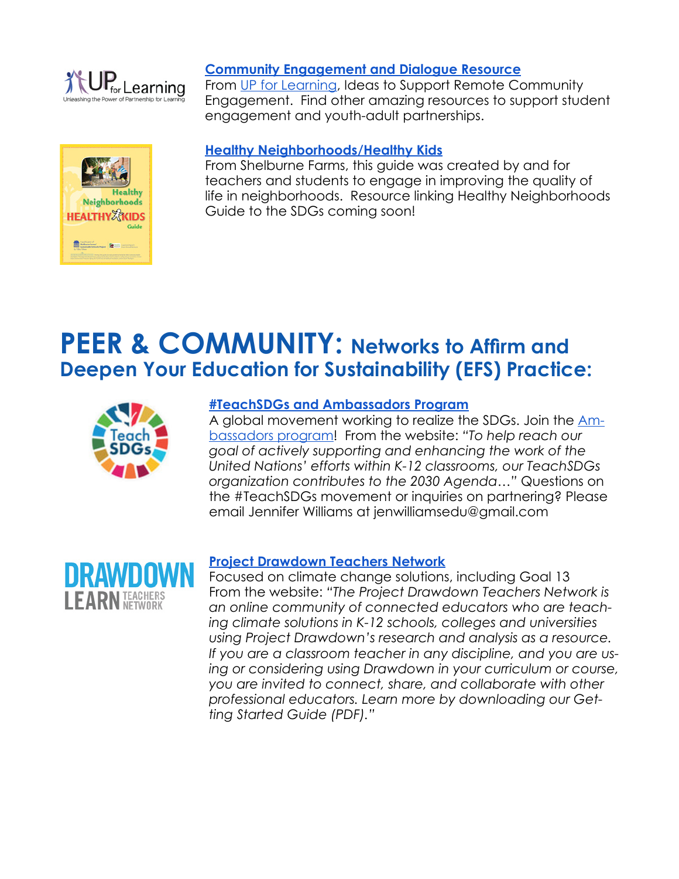**[Community Engagement and Dialogue Resource]()**
From [UP for Learning](), Ideas to Support Remote Community Engagement. Find other amazing resources to support student engagement and youth-adult partnerships.

**[Healthy Neighborhoods/Healthy Kids]()**
From Shelburne Farms, this guide was created by and for teachers and students to engage in improving the quality of life in neighborhoods. Resource linking Healthy Neighborhoods Guide to the SDGs coming soon!

# PEER & COMMUNITY: Networks to Affirm and Deepen Your Education for Sustainability (EFS) Practice:

**[#TeachSDGs and Ambassadors Program]()**
A global movement working to realize the SDGs. Join the [Ambassadors program]()! From the website: *"To help reach our goal of actively supporting and enhancing the work of the United Nations' efforts within K-12 classrooms, our TeachSDGs organization contributes to the 2030 Agenda…"* Questions on the #TeachSDGs movement or inquiries on partnering? Please email Jennifer Williams at jenwilliamsedu@gmail.com

**[Project Drawdown Teachers Network]()**
Focused on climate change solutions, including Goal 13
From the website: *"The Project Drawdown Teachers Network is an online community of connected educators who are teaching climate solutions in K-12 schools, colleges and universities using Project Drawdown's research and analysis as a resource. If you are a classroom teacher in any discipline, and you are using or considering using Drawdown in your curriculum or course, you are invited to connect, share, and collaborate with other professional educators. Learn more by downloading our Getting Started Guide (PDF)."*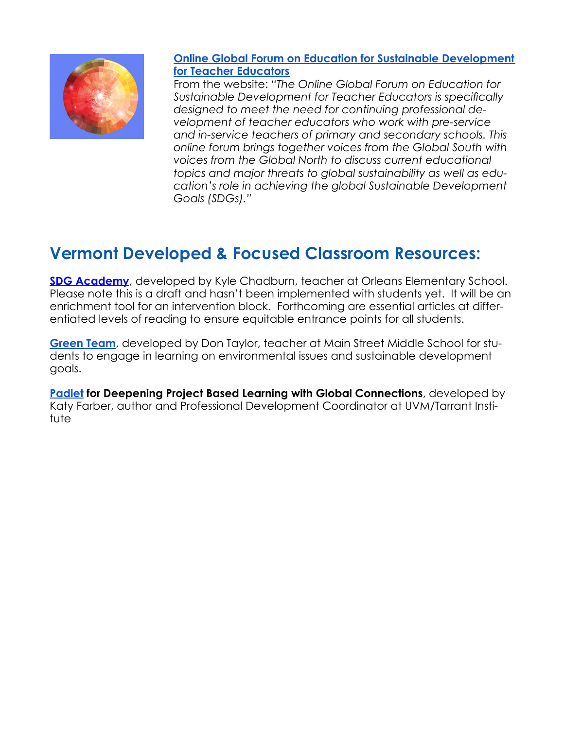**Online Global Forum on Education for Sustainable Development for Teacher Educators**

From the website: *"The Online Global Forum on Education for Sustainable Development for Teacher Educators is specifically designed to meet the need for continuing professional development of teacher educators who work with pre-service and in-service teachers of primary and secondary schools. This online forum brings together voices from the Global South with voices from the Global North to discuss current educational topics and major threats to global sustainability as well as education's role in achieving the global Sustainable Development Goals (SDGs)."*

## Vermont Developed & Focused Classroom Resources:

**SDG Academy**, developed by Kyle Chadburn, teacher at Orleans Elementary School. Please note this is a draft and hasn't been implemented with students yet. It will be an enrichment tool for an intervention block. Forthcoming are essential articles at differentiated levels of reading to ensure equitable entrance points for all students.

**Green Team**, developed by Don Taylor, teacher at Main Street Middle School for students to engage in learning on environmental issues and sustainable development goals.

**Padlet for Deepening Project Based Learning with Global Connections**, developed by Katy Farber, author and Professional Development Coordinator at UVM/Tarrant Institute